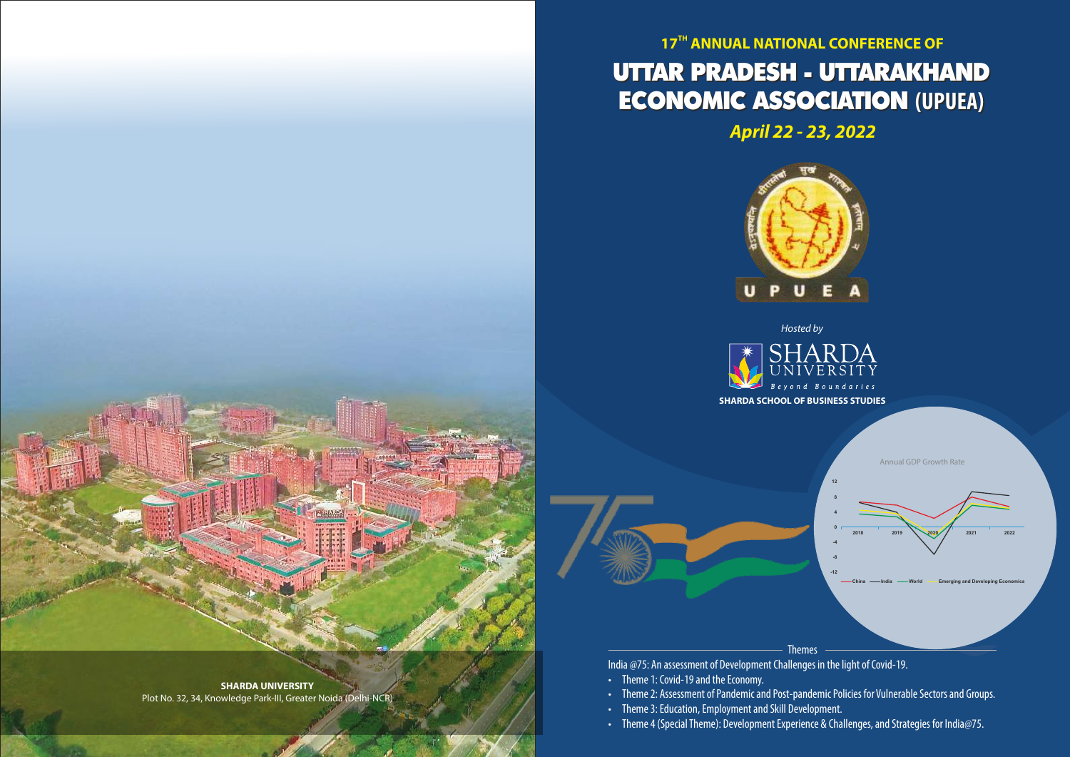SHARDA UNIVERSITY
Plot No. 32, 34, Knowledge Park-III, Greater Noida (Delhi-NCR)

### 17TH ANNUAL NATIONAL CONFERENCE OF

# UTTAR PRADESH - UTTARAKHAND ECONOMIC ASSOCIATION (UPUEA)

***April 22 - 23, 2022***

U P U E A

*Hosted by*

SHARDA UNIVERSITY
*Beyond Boundaries*

**SHARDA SCHOOL OF BUSINESS STUDIES**

Annual GDP Growth Rate

China — India — World — Emerging and Developing Economics

## Themes

India @75: An assessment of Development Challenges in the light of Covid-19.

- Theme 1: Covid-19 and the Economy.
- Theme 2: Assessment of Pandemic and Post-pandemic Policies for Vulnerable Sectors and Groups.
- Theme 3: Education, Employment and Skill Development.
- Theme 4 (Special Theme): Development Experience & Challenges, and Strategies for India@75.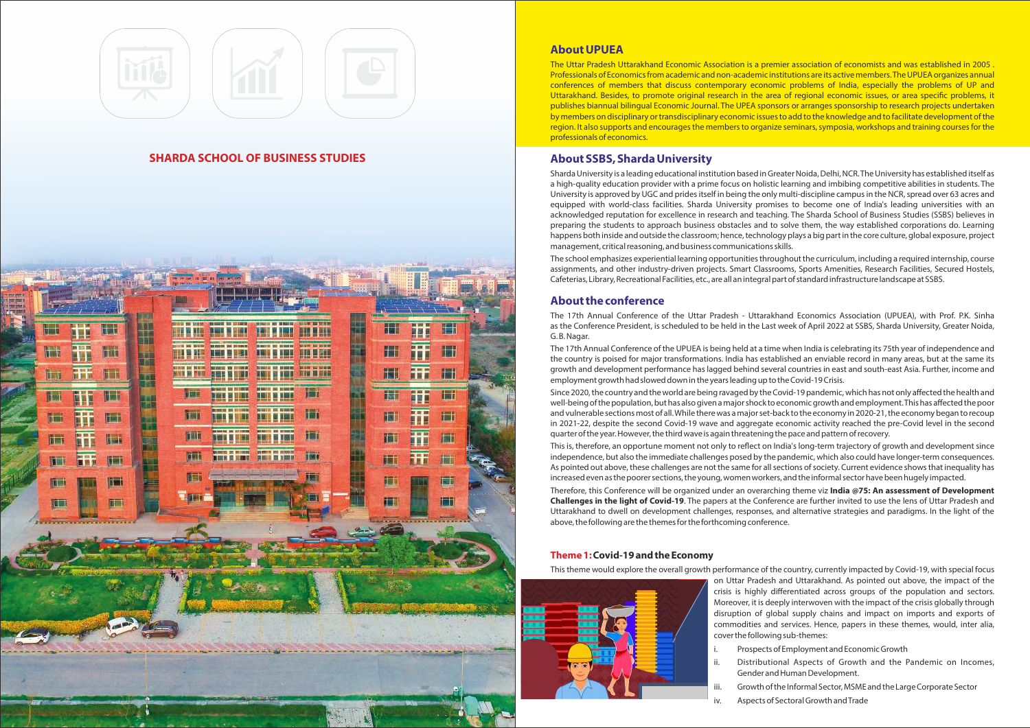## SHARDA SCHOOL OF BUSINESS STUDIES

## About UPUEA

The Uttar Pradesh Uttarakhand Economic Association is a premier association of economists and was established in 2005 . Professionals of Economics from academic and non-academic institutions are its active members. The UPUEA organizes annual conferences of members that discuss contemporary economic problems of India, especially the problems of UP and Uttarakhand. Besides, to promote original research in the area of regional economic issues, or area specific problems, it publishes biannual bilingual Economic Journal. The UPEA sponsors or arranges sponsorship to research projects undertaken by members on disciplinary or transdisciplinary economic issues to add to the knowledge and to facilitate development of the region. It also supports and encourages the members to organize seminars, symposia, workshops and training courses for the professionals of economics.

## About SSBS, Sharda University

Sharda University is a leading educational institution based in Greater Noida, Delhi, NCR. The University has established itself as a high-quality education provider with a prime focus on holistic learning and imbibing competitive abilities in students. The University is approved by UGC and prides itself in being the only multi-discipline campus in the NCR, spread over 63 acres and equipped with world-class facilities. Sharda University promises to become one of India's leading universities with an acknowledged reputation for excellence in research and teaching. The Sharda School of Business Studies (SSBS) believes in preparing the students to approach business obstacles and to solve them, the way established corporations do. Learning happens both inside and outside the classroom; hence, technology plays a big part in the core culture, global exposure, project management, critical reasoning, and business communications skills.

The school emphasizes experiential learning opportunities throughout the curriculum, including a required internship, course assignments, and other industry-driven projects. Smart Classrooms, Sports Amenities, Research Facilities, Secured Hostels, Cafeterias, Library, Recreational Facilities, etc., are all an integral part of standard infrastructure landscape at SSBS.

## About the conference

The 17th Annual Conference of the Uttar Pradesh - Uttarakhand Economics Association (UPUEA), with Prof. P.K. Sinha as the Conference President, is scheduled to be held in the Last week of April 2022 at SSBS, Sharda University, Greater Noida, G.B. Nagar.

The 17th Annual Conference of the UPUEA is being held at a time when India is celebrating its 75th year of independence and the country is poised for major transformations. India has established an enviable record in many areas, but at the same its growth and development performance has lagged behind several countries in east and south-east Asia. Further, income and employment growth had slowed down in the years leading up to the Covid-19 Crisis.

Since 2020, the country and the world are being ravaged by the Covid-19 pandemic, which has not only affected the health and well-being of the population, but has also given a major shock to economic growth and employment. This has affected the poor and vulnerable sections most of all. While there was a major set-back to the economy in 2020-21, the economy began to recoup in 2021-22, despite the second Covid-19 wave and aggregate economic activity reached the pre-Covid level in the second quarter of the year. However, the third wave is again threatening the pace and pattern of recovery.

This is, therefore, an opportune moment not only to reflect on India's long-term trajectory of growth and development since independence, but also the immediate challenges posed by the pandemic, which also could have longer-term consequences. As pointed out above, these challenges are not the same for all sections of society. Current evidence shows that inequality has increased even as the poorer sections, the young, women workers, and the informal sector have been hugely impacted.

Therefore, this Conference will be organized under an overarching theme viz **India @75: An assessment of Development Challenges in the light of Covid-19**. The papers at the Conference are further invited to use the lens of Uttar Pradesh and Uttarakhand to dwell on development challenges, responses, and alternative strategies and paradigms. In the light of the above, the following are the themes for the forthcoming conference.

### Theme 1: Covid-19 and the Economy

This theme would explore the overall growth performance of the country, currently impacted by Covid-19, with special focus on Uttar Pradesh and Uttarakhand. As pointed out above, the impact of the crisis is highly differentiated across groups of the population and sectors. Moreover, it is deeply interwoven with the impact of the crisis globally through disruption of global supply chains and impact on imports and exports of commodities and services. Hence, papers in these themes, would, inter alia, cover the following sub-themes:

i. Prospects of Employment and Economic Growth
ii. Distributional Aspects of Growth and the Pandemic on Incomes, Gender and Human Development.
iii. Growth of the Informal Sector, MSME and the Large Corporate Sector
iv. Aspects of Sectoral Growth and Trade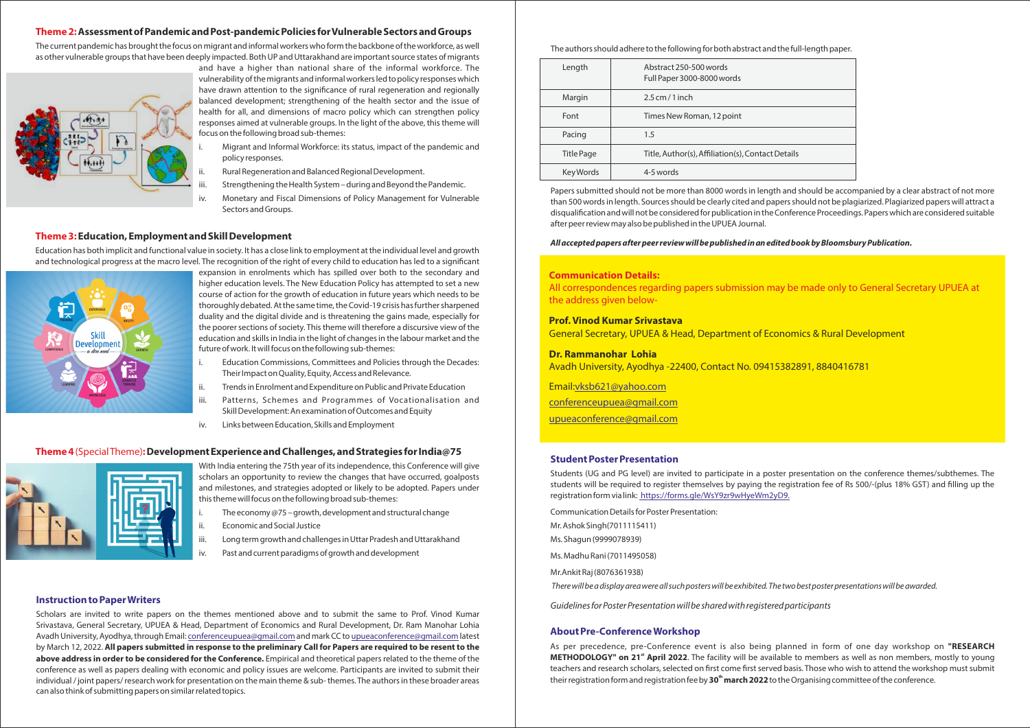## Theme 2: Assessment of Pandemic and Post-pandemic Policies for Vulnerable Sectors and Groups

The current pandemic has brought the focus on migrant and informal workers who form the backbone of the workforce, as well as other vulnerable groups that have been deeply impacted. Both UP and Uttarakhand are important source states of migrants and have a higher than national share of the informal workforce. The vulnerability of the migrants and informal workers led to policy responses which have drawn attention to the significance of rural regeneration and regionally balanced development; strengthening of the health sector and the issue of health for all, and dimensions of macro policy which can strengthen policy responses aimed at vulnerable groups. In the light of the above, this theme will focus on the following broad sub-themes:

i. Migrant and Informal Workforce: its status, impact of the pandemic and policy responses.
ii. Rural Regeneration and Balanced Regional Development.
iii. Strengthening the Health System – during and Beyond the Pandemic.
iv. Monetary and Fiscal Dimensions of Policy Management for Vulnerable Sectors and Groups.

## Theme 3: Education, Employment and Skill Development

Education has both implicit and functional value in society. It has a close link to employment at the individual level and growth and technological progress at the macro level. The recognition of the right of every child to education has led to a significant expansion in enrolments which has spilled over both to the secondary and higher education levels. The New Education Policy has attempted to set a new course of action for the growth of education in future years which needs to be thoroughly debated. At the same time, the Covid-19 crisis has further sharpened duality and the digital divide and is threatening the gains made, especially for the poorer sections of society. This theme will therefore a discursive view of the education and skills in India in the light of changes in the labour market and the future of work. It will focus on the following sub-themes:

i. Education Commissions, Committees and Policies through the Decades: Their Impact on Quality, Equity, Access and Relevance.
ii. Trends in Enrolment and Expenditure on Public and Private Education
iii. Patterns, Schemes and Programmes of Vocationalisation and Skill Development: An examination of Outcomes and Equity
iv. Links between Education, Skills and Employment

## Theme 4 (Special Theme): Development Experience and Challenges, and Strategies for India@75

With India entering the 75th year of its independence, this Conference will give scholars an opportunity to review the changes that have occurred, goalposts and milestones, and strategies adopted or likely to be adopted. Papers under this theme will focus on the following broad sub-themes:

i. The economy @75 – growth, development and structural change
ii. Economic and Social Justice
iii. Long term growth and challenges in Uttar Pradesh and Uttarakhand
iv. Past and current paradigms of growth and development

## Instruction to Paper Writers

Scholars are invited to write papers on the themes mentioned above and to submit the same to Prof. Vinod Kumar Srivastava, General Secretary, UPUEA & Head, Department of Economics and Rural Development, Dr. Ram Manohar Lohia Avadh University, Ayodhya, through Email: conferenceupuea@gmail.com and mark CC to upueaconference@gmail.com latest by March 12, 2022. **All papers submitted in response to the preliminary Call for Papers are required to be resent to the above address in order to be considered for the Conference.** Empirical and theoretical papers related to the theme of the conference as well as papers dealing with economic and policy issues are welcome. Participants are invited to submit their individual / joint papers/ research work for presentation on the main theme & sub- themes. The authors in these broader areas can also think of submitting papers on similar related topics.

The authors should adhere to the following for both abstract and the full-length paper.

| Length | Abstract 250-500 words<br>Full Paper 3000-8000 words |
|---|---|
| Margin | 2.5 cm / 1 inch |
| Font | Times New Roman, 12 point |
| Pacing | 1.5 |
| Title Page | Title, Author(s), Affiliation(s), Contact Details |
| Key Words | 4-5 words |

Papers submitted should not be more than 8000 words in length and should be accompanied by a clear abstract of not more than 500 words in length. Sources should be clearly cited and papers should not be plagiarized. Plagiarized papers will attract a disqualification and will not be considered for publication in the Conference Proceedings. Papers which are considered suitable after peer review may also be published in the UPUEA Journal.

***All accepted papers after peer review will be published in an edited book by Bloomsbury Publication.***

### Communication Details:

All correspondences regarding papers submission may be made only to General Secretary UPUEA at the address given below-

**Prof. Vinod Kumar Srivastava**
General Secretary, UPUEA & Head, Department of Economics & Rural Development

**Dr. Rammanohar Lohia**
Avadh University, Ayodhya -22400, Contact No. 09415382891, 8840416781

Email:vksb621@yahoo.com
conferenceupuea@gmail.com
upueaconference@gmail.com

## Student Poster Presentation

Students (UG and PG level) are invited to participate in a poster presentation on the conference themes/subthemes. The students will be required to register themselves by paying the registration fee of Rs 500/-(plus 18% GST) and filling up the registration form via link: https://forms.gle/WsY9zr9wHyeWm2yD9.

Communication Details for Poster Presentation:
Mr. Ashok Singh (7011115411)
Ms. Shagun (9999078939)
Ms. Madhu Rani (7011495058)
Mr.Ankit Raj (8076361938)

*There will be a display area were all such posters will be exhibited. The two best poster presentations will be awarded.*

*Guidelines for Poster Presentation will be shared with registered participants*

## About Pre-Conference Workshop

As per precedence, pre-Conference event is also being planned in form of one day workshop on **"RESEARCH METHODOLOGY" on 21st April 2022**. The facility will be available to members as well as non members, mostly to young teachers and research scholars, selected on first come first served basis. Those who wish to attend the workshop must submit their registration form and registration fee by **30th march 2022** to the Organising committee of the conference.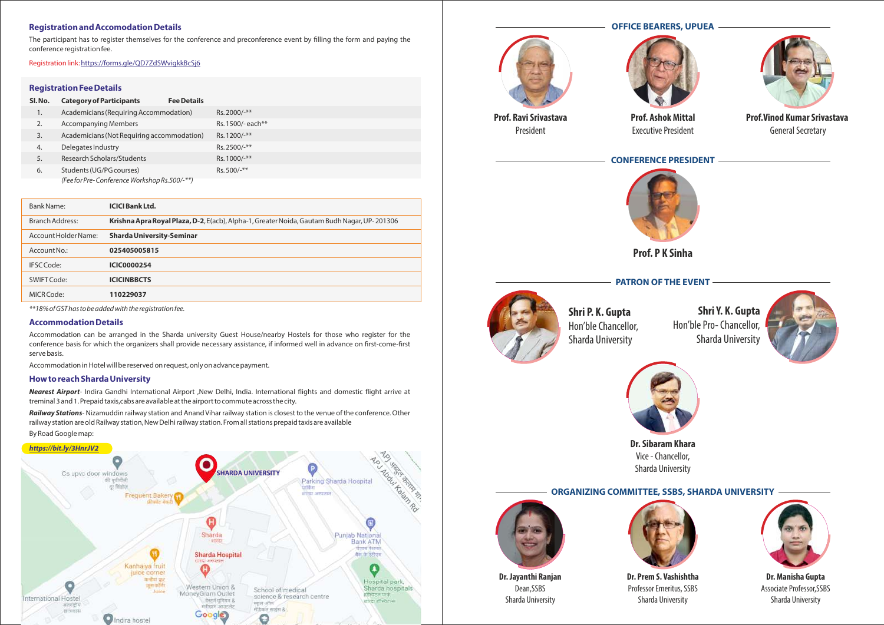## Registration and Accomodation Details

The participant has to register themselves for the conference and preconference event by filling the form and paying the conference registration fee.

Registration link: https://forms.gle/QD7ZdSWvigkkBcSj6

## Registration Fee Details

| Sl. No. | Category of Participants | Fee Details |
|---|---|---|
| 1. | Academicians (Requiring Accommodation) | Rs. 2000/-** |
| 2. | Accompanying Members | Rs. 1500/- each** |
| 3. | Academicians (Not Requiring accommodation) | Rs. 1200/-** |
| 4. | Delegates Industry | Rs. 2500/-** |
| 5. | Research Scholars/Students | Rs. 1000/-** |
| 6. | Students (UG/PG courses) | Rs. 500/-** |

*(Fee for Pre- Conference Workshop Rs.500/-**)*

| | |
|---|---|
| Bank Name: | **ICICI Bank Ltd.** |
| Branch Address: | **Krishna Apra Royal Plaza, D-2**, E(acb), Alpha-1, Greater Noida, Gautam Budh Nagar, UP- 201306 |
| Account Holder Name: | **Sharda University-Seminar** |
| Account No.: | **025405005815** |
| IFSC Code: | **ICIC0000254** |
| SWIFT Code: | **ICICINBBCTS** |
| MICR Code: | **110229037** |

*\*\*18% of GST has to be added with the registration fee.*

## Accommodation Details

Accommodation can be arranged in the Sharda university Guest House/nearby Hostels for those who register for the conference basis for which the organizers shall provide necessary assistance, if informed well in advance on first-come-first serve basis.

Accommodation in Hotel will be reserved on request, only on advance payment.

## How to reach Sharda University

***Nearest Airport***- Indira Gandhi International Airport ,New Delhi, India. International flights and domestic flight arrive at treminal 3 and 1. Prepaid taxis,cabs are available at the airport to commute across the city.

***Railway Stations***- Nizamuddin railway station and Anand Vihar railway station is closest to the venue of the conference. Other railway station are old Railway station, New Delhi railway station. From all stations prepaid taxis are available

By Road Google map:

***https://bit.ly/3HnrJV2***

## OFFICE BEARERS, UPUEA

**Prof. Ravi Srivastava**
President

**Prof. Ashok Mittal**
Executive President

**Prof.Vinod Kumar Srivastava**
General Secretary

## CONFERENCE PRESIDENT

**Prof. P K Sinha**

## PATRON OF THE EVENT

**Shri P. K. Gupta**
Hon'ble Chancellor,
Sharda University

**Shri Y. K. Gupta**
Hon'ble Pro- Chancellor,
Sharda University

**Dr. Sibaram Khara**
Vice - Chancellor,
Sharda University

## ORGANIZING COMMITTEE, SSBS, SHARDA UNIVERSITY

**Dr. Jayanthi Ranjan**
Dean,SSBS
Sharda University

**Dr. Prem S. Vashishtha**
Professor Emeritus, SSBS
Sharda University

**Dr. Manisha Gupta**
Associate Professor,SSBS
Sharda University